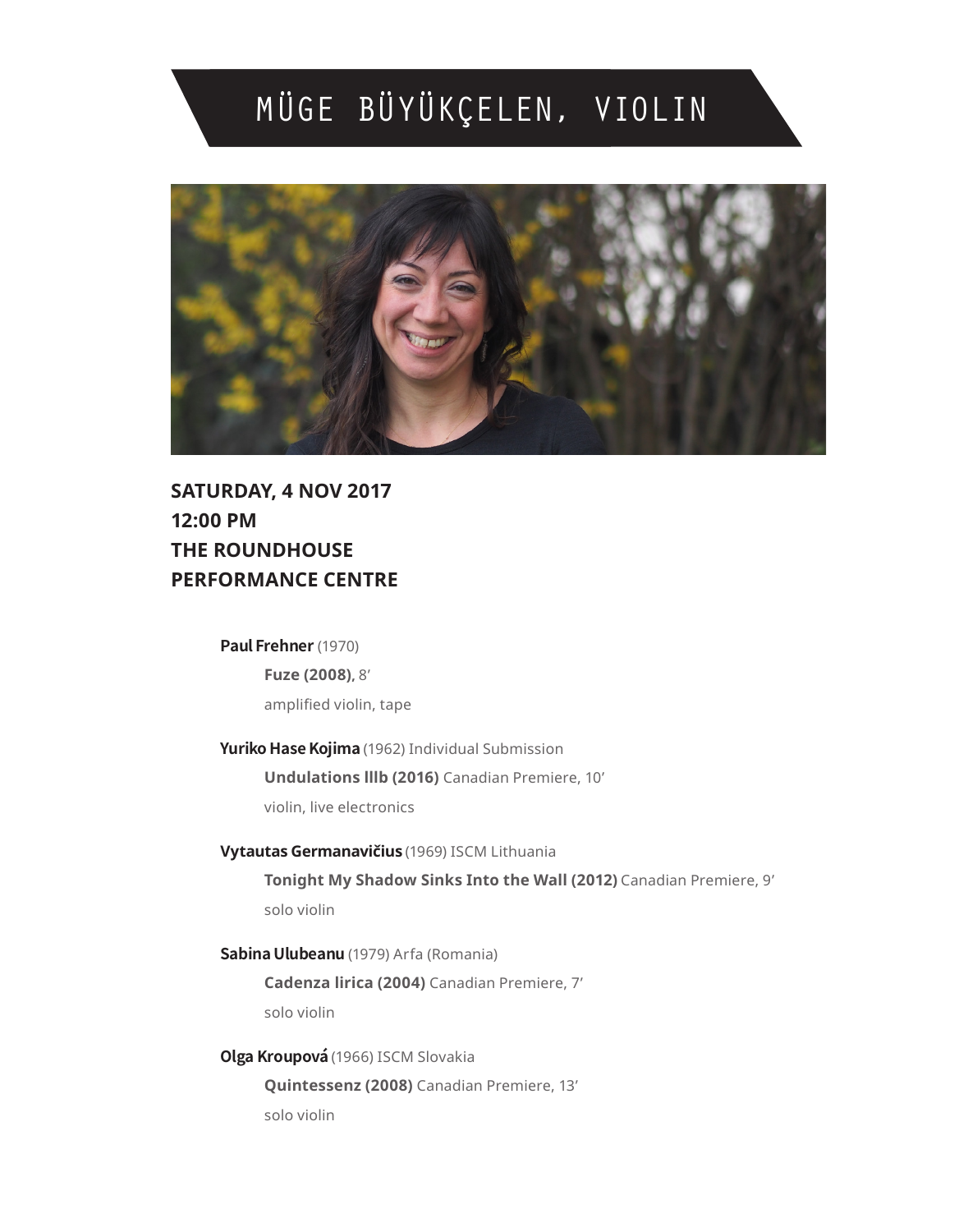# MÜGE BÜYÜKÇELEN, VIOLIN

**SATURDAY, 4 NOV 2017**
**12:00 PM**
**THE ROUNDHOUSE PERFORMANCE CENTRE**

**Paul Frehner** (1970)
**Fuze (2008)**, 8′
amplified violin, tape

**Yuriko Hase Kojima** (1962) Individual Submission
**Undulations lllb (2016)** Canadian Premiere, 10′
violin, live electronics

**Vytautas Germanavičius** (1969) ISCM Lithuania
**Tonight My Shadow Sinks Into the Wall (2012)** Canadian Premiere, 9′
solo violin

**Sabina Ulubeanu** (1979) Arfa (Romania)
**Cadenza lirica (2004)** Canadian Premiere, 7′
solo violin

**Olga Kroupová** (1966) ISCM Slovakia
**Quintessenz (2008)** Canadian Premiere, 13′
solo violin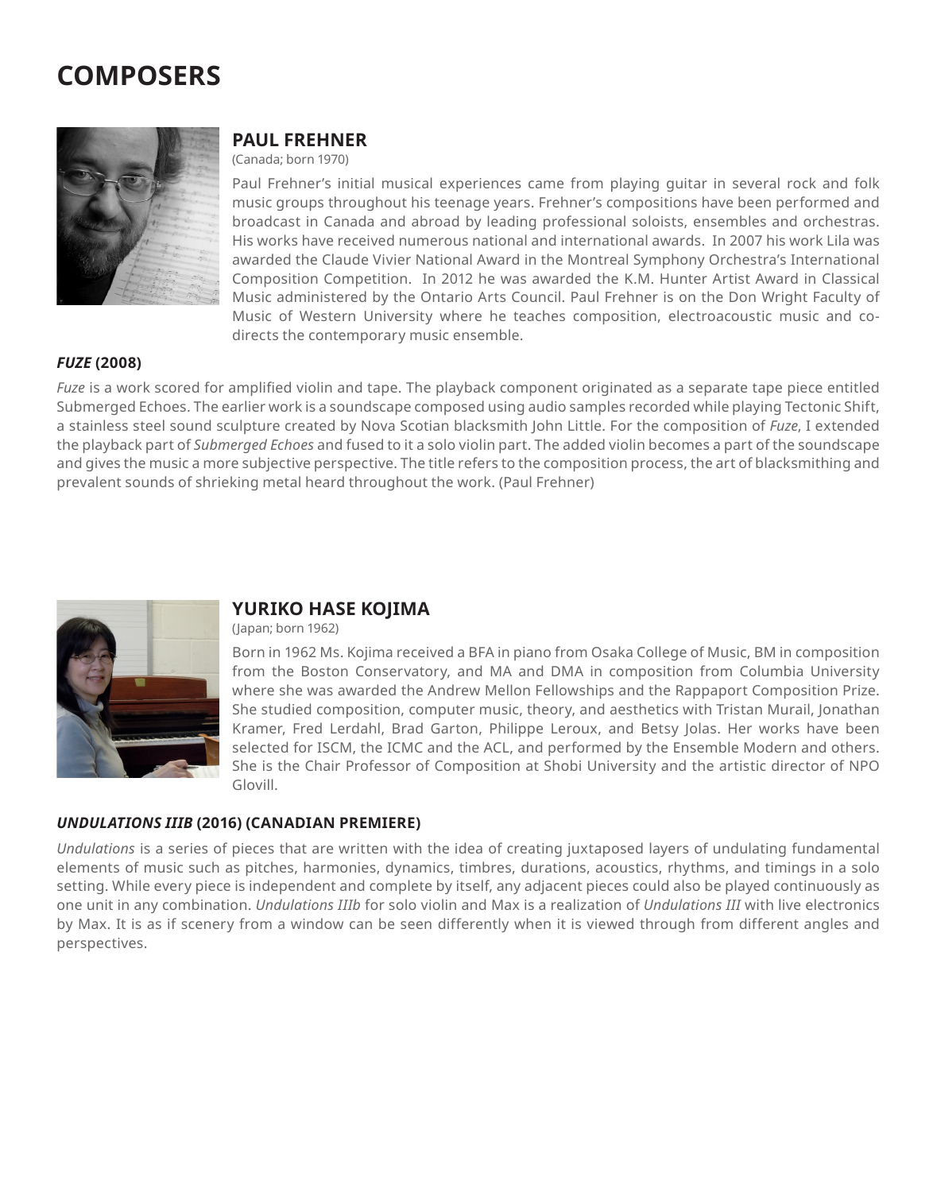# COMPOSERS

## PAUL FREHNER

(Canada; born 1970)

Paul Frehner's initial musical experiences came from playing guitar in several rock and folk music groups throughout his teenage years. Frehner's compositions have been performed and broadcast in Canada and abroad by leading professional soloists, ensembles and orchestras. His works have received numerous national and international awards. In 2007 his work Lila was awarded the Claude Vivier National Award in the Montreal Symphony Orchestra's International Composition Competition. In 2012 he was awarded the K.M. Hunter Artist Award in Classical Music administered by the Ontario Arts Council. Paul Frehner is on the Don Wright Faculty of Music of Western University where he teaches composition, electroacoustic music and co-directs the contemporary music ensemble.

### *FUZE* (2008)

*Fuze* is a work scored for amplified violin and tape. The playback component originated as a separate tape piece entitled Submerged Echoes. The earlier work is a soundscape composed using audio samples recorded while playing Tectonic Shift, a stainless steel sound sculpture created by Nova Scotian blacksmith John Little. For the composition of *Fuze*, I extended the playback part of *Submerged Echoes* and fused to it a solo violin part. The added violin becomes a part of the soundscape and gives the music a more subjective perspective. The title refers to the composition process, the art of blacksmithing and prevalent sounds of shrieking metal heard throughout the work. (Paul Frehner)

## YURIKO HASE KOJIMA

(Japan; born 1962)

Born in 1962 Ms. Kojima received a BFA in piano from Osaka College of Music, BM in composition from the Boston Conservatory, and MA and DMA in composition from Columbia University where she was awarded the Andrew Mellon Fellowships and the Rappaport Composition Prize. She studied composition, computer music, theory, and aesthetics with Tristan Murail, Jonathan Kramer, Fred Lerdahl, Brad Garton, Philippe Leroux, and Betsy Jolas. Her works have been selected for ISCM, the ICMC and the ACL, and performed by the Ensemble Modern and others. She is the Chair Professor of Composition at Shobi University and the artistic director of NPO Glovill.

### *UNDULATIONS IIIB* (2016) (CANADIAN PREMIERE)

*Undulations* is a series of pieces that are written with the idea of creating juxtaposed layers of undulating fundamental elements of music such as pitches, harmonies, dynamics, timbres, durations, acoustics, rhythms, and timings in a solo setting. While every piece is independent and complete by itself, any adjacent pieces could also be played continuously as one unit in any combination. *Undulations IIIb* for solo violin and Max is a realization of *Undulations III* with live electronics by Max. It is as if scenery from a window can be seen differently when it is viewed through from different angles and perspectives.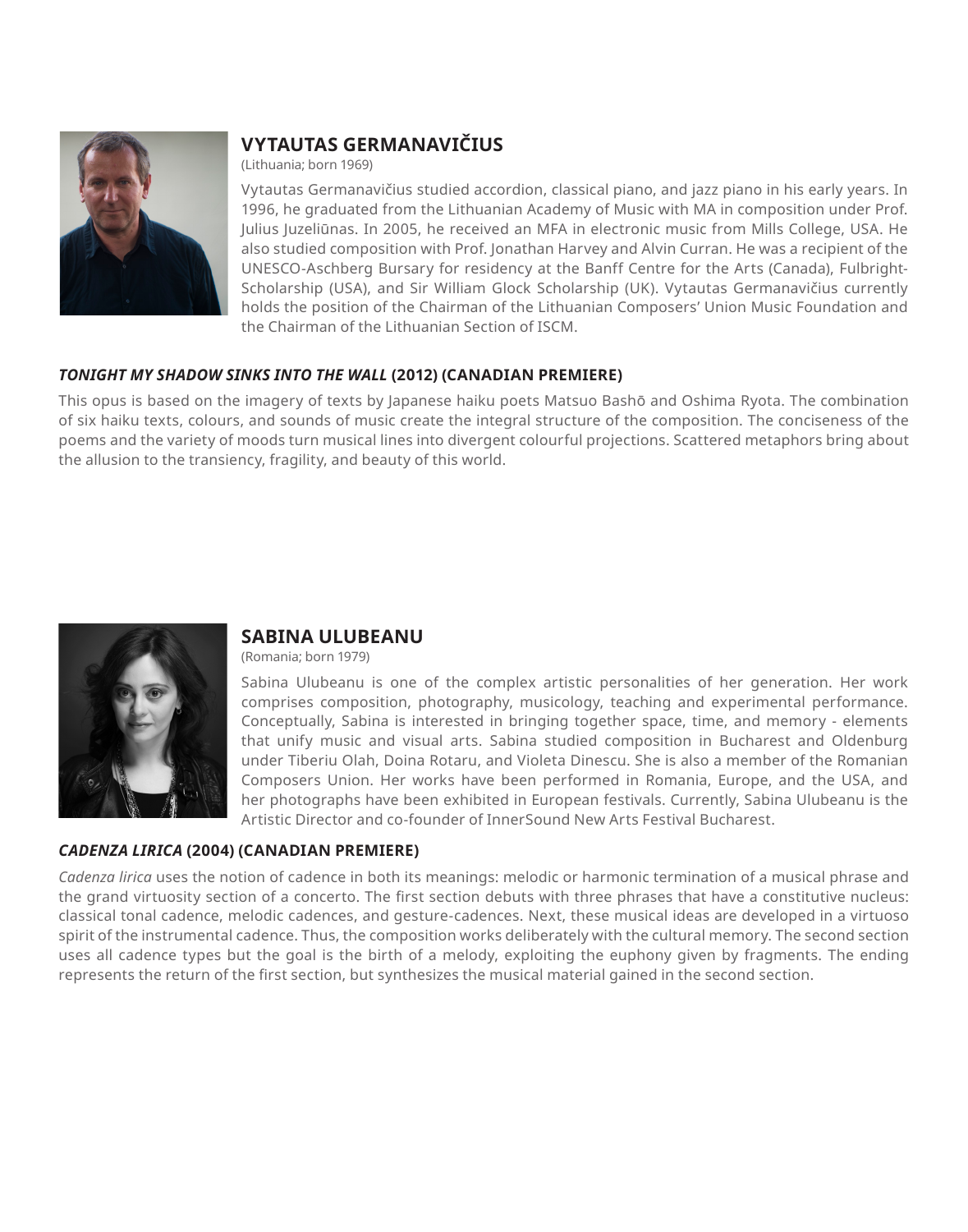## VYTAUTAS GERMANAVIČIUS

(Lithuania; born 1969)

Vytautas Germanavičius studied accordion, classical piano, and jazz piano in his early years. In 1996, he graduated from the Lithuanian Academy of Music with MA in composition under Prof. Julius Juzeliūnas. In 2005, he received an MFA in electronic music from Mills College, USA. He also studied composition with Prof. Jonathan Harvey and Alvin Curran. He was a recipient of the UNESCO-Aschberg Bursary for residency at the Banff Centre for the Arts (Canada), Fulbright-Scholarship (USA), and Sir William Glock Scholarship (UK). Vytautas Germanavičius currently holds the position of the Chairman of the Lithuanian Composers' Union Music Foundation and the Chairman of the Lithuanian Section of ISCM.

### *TONIGHT MY SHADOW SINKS INTO THE WALL* (2012) (CANADIAN PREMIERE)

This opus is based on the imagery of texts by Japanese haiku poets Matsuo Bashō and Oshima Ryota. The combination of six haiku texts, colours, and sounds of music create the integral structure of the composition. The conciseness of the poems and the variety of moods turn musical lines into divergent colourful projections. Scattered metaphors bring about the allusion to the transiency, fragility, and beauty of this world.

## SABINA ULUBEANU

(Romania; born 1979)

Sabina Ulubeanu is one of the complex artistic personalities of her generation. Her work comprises composition, photography, musicology, teaching and experimental performance. Conceptually, Sabina is interested in bringing together space, time, and memory - elements that unify music and visual arts. Sabina studied composition in Bucharest and Oldenburg under Tiberiu Olah, Doina Rotaru, and Violeta Dinescu. She is also a member of the Romanian Composers Union. Her works have been performed in Romania, Europe, and the USA, and her photographs have been exhibited in European festivals. Currently, Sabina Ulubeanu is the Artistic Director and co-founder of InnerSound New Arts Festival Bucharest.

### *CADENZA LIRICA* (2004) (CANADIAN PREMIERE)

*Cadenza lirica* uses the notion of cadence in both its meanings: melodic or harmonic termination of a musical phrase and the grand virtuosity section of a concerto. The first section debuts with three phrases that have a constitutive nucleus: classical tonal cadence, melodic cadences, and gesture-cadences. Next, these musical ideas are developed in a virtuoso spirit of the instrumental cadence. Thus, the composition works deliberately with the cultural memory. The second section uses all cadence types but the goal is the birth of a melody, exploiting the euphony given by fragments. The ending represents the return of the first section, but synthesizes the musical material gained in the second section.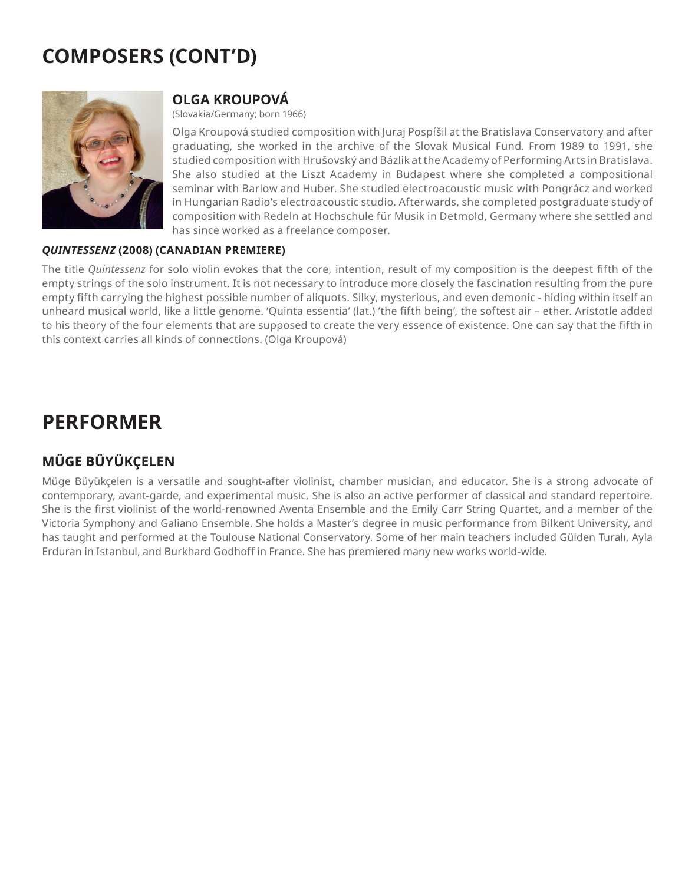# COMPOSERS (CONT'D)

## OLGA KROUPOVÁ

(Slovakia/Germany; born 1966)

Olga Kroupová studied composition with Juraj Pospíšil at the Bratislava Conservatory and after graduating, she worked in the archive of the Slovak Musical Fund. From 1989 to 1991, she studied composition with Hrušovský and Bázlik at the Academy of Performing Arts in Bratislava. She also studied at the Liszt Academy in Budapest where she completed a compositional seminar with Barlow and Huber. She studied electroacoustic music with Pongrácz and worked in Hungarian Radio's electroacoustic studio. Afterwards, she completed postgraduate study of composition with Redeln at Hochschule für Musik in Detmold, Germany where she settled and has since worked as a freelance composer.

### ***QUINTESSENZ*** **(2008) (CANADIAN PREMIERE)**

The title *Quintessenz* for solo violin evokes that the core, intention, result of my composition is the deepest fifth of the empty strings of the solo instrument. It is not necessary to introduce more closely the fascination resulting from the pure empty fifth carrying the highest possible number of aliquots. Silky, mysterious, and even demonic - hiding within itself an unheard musical world, like a little genome. 'Quinta essentia' (lat.) 'the fifth being', the softest air – ether. Aristotle added to his theory of the four elements that are supposed to create the very essence of existence. One can say that the fifth in this context carries all kinds of connections. (Olga Kroupová)

# PERFORMER

## MÜGE BÜYÜKÇELEN

Müge Büyükçelen is a versatile and sought-after violinist, chamber musician, and educator. She is a strong advocate of contemporary, avant-garde, and experimental music. She is also an active performer of classical and standard repertoire. She is the first violinist of the world-renowned Aventa Ensemble and the Emily Carr String Quartet, and a member of the Victoria Symphony and Galiano Ensemble. She holds a Master's degree in music performance from Bilkent University, and has taught and performed at the Toulouse National Conservatory. Some of her main teachers included Gülden Turalı, Ayla Erduran in Istanbul, and Burkhard Godhoff in France. She has premiered many new works world-wide.